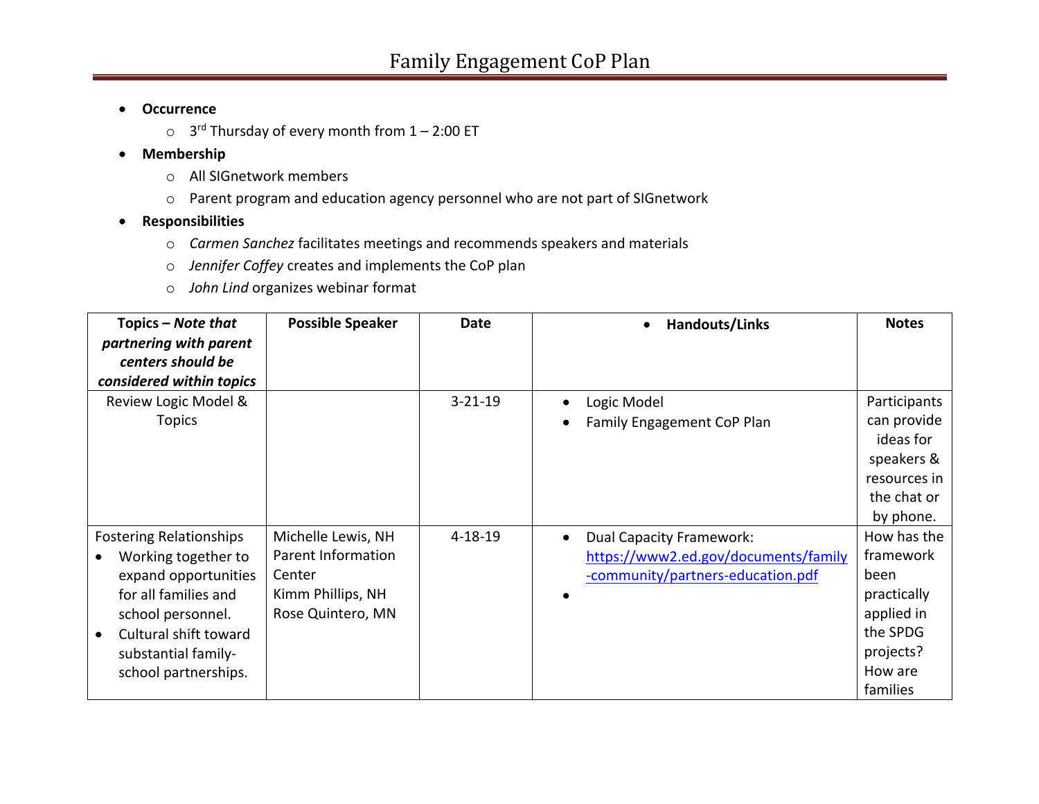# Family Engagement CoP Plan

- **Occurrence**
  - 3rd Thursday of every month from 1 – 2:00 ET
- **Membership**
  - All SIGnetwork members
  - Parent program and education agency personnel who are not part of SIGnetwork
- **Responsibilities**
  - *Carmen Sanchez* facilitates meetings and recommends speakers and materials
  - *Jennifer Coffey* creates and implements the CoP plan
  - *John Lind* organizes webinar format

| **Topics – *Note that partnering with parent centers should be considered within topics*** | **Possible Speaker** | **Date** | **Handouts/Links** | **Notes** |
|---|---|---|---|---|
| Review Logic Model & Topics | | 3-21-19 | • Logic Model<br>• Family Engagement CoP Plan | Participants can provide ideas for speakers & resources in the chat or by phone. |
| Fostering Relationships<br>• Working together to expand opportunities for all families and school personnel.<br>• Cultural shift toward substantial family-school partnerships. | Michelle Lewis, NH Parent Information Center<br>Kimm Phillips, NH<br>Rose Quintero, MN | 4-18-19 | • Dual Capacity Framework: https://www2.ed.gov/documents/family-community/partners-education.pdf<br>• | How has the framework been practically applied in the SPDG projects? How are families |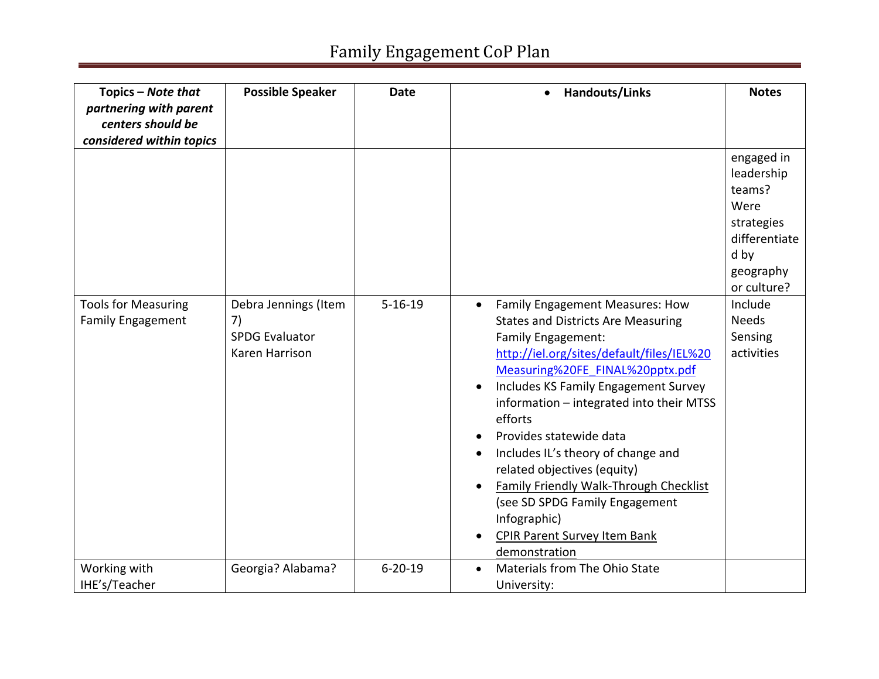# Family Engagement CoP Plan

| Topics – *Note that partnering with parent centers should be considered within topics* | Possible Speaker | Date | • Handouts/Links | Notes |
|---|---|---|---|---|
| | | | | engaged in leadership teams? Were strategies differentiated by geography or culture? |
| Tools for Measuring Family Engagement | Debra Jennings (Item 7)<br>SPDG Evaluator Karen Harrison | 5-16-19 | • Family Engagement Measures: How States and Districts Are Measuring Family Engagement: http://iel.org/sites/default/files/IEL%20Measuring%20FE_FINAL%20pptx.pdf<br>• Includes KS Family Engagement Survey information – integrated into their MTSS efforts<br>• Provides statewide data<br>• Includes IL's theory of change and related objectives (equity)<br>• Family Friendly Walk-Through Checklist (see SD SPDG Family Engagement Infographic)<br>• CPIR Parent Survey Item Bank demonstration | Include Needs Sensing activities |
| Working with IHE's/Teacher | Georgia? Alabama? | 6-20-19 | • Materials from The Ohio State University: | |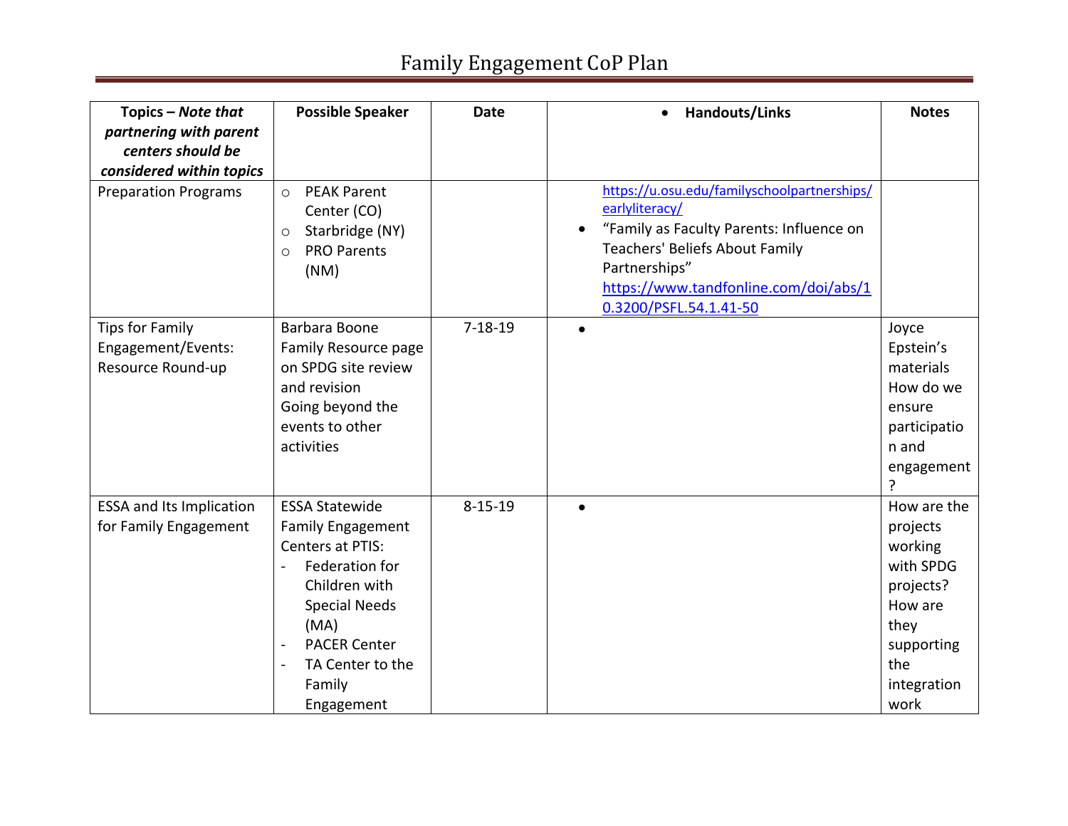# Family Engagement CoP Plan

| **Topics – *Note that partnering with parent centers should be considered within topics*** | **Possible Speaker** | **Date** | **Handouts/Links** | **Notes** |
|---|---|---|---|---|
| Preparation Programs | PEAK Parent Center (CO); Starbridge (NY); PRO Parents (NM) | | https://u.osu.edu/familyschoolpartnerships/earlyliteracy/ • "Family as Faculty Parents: Influence on Teachers' Beliefs About Family Partnerships" https://www.tandfonline.com/doi/abs/10.3200/PSFL.54.1.41-50 | |
| Tips for Family Engagement/Events: Resource Round-up | Barbara Boone Family Resource page on SPDG site review and revision Going beyond the events to other activities | 7-18-19 | • | Joyce Epstein's materials How do we ensure participation and engagement? |
| ESSA and Its Implication for Family Engagement | ESSA Statewide Family Engagement Centers at PTIS: - Federation for Children with Special Needs (MA) - PACER Center - TA Center to the Family Engagement | 8-15-19 | • | How are the projects working with SPDG projects? How are they supporting the integration work |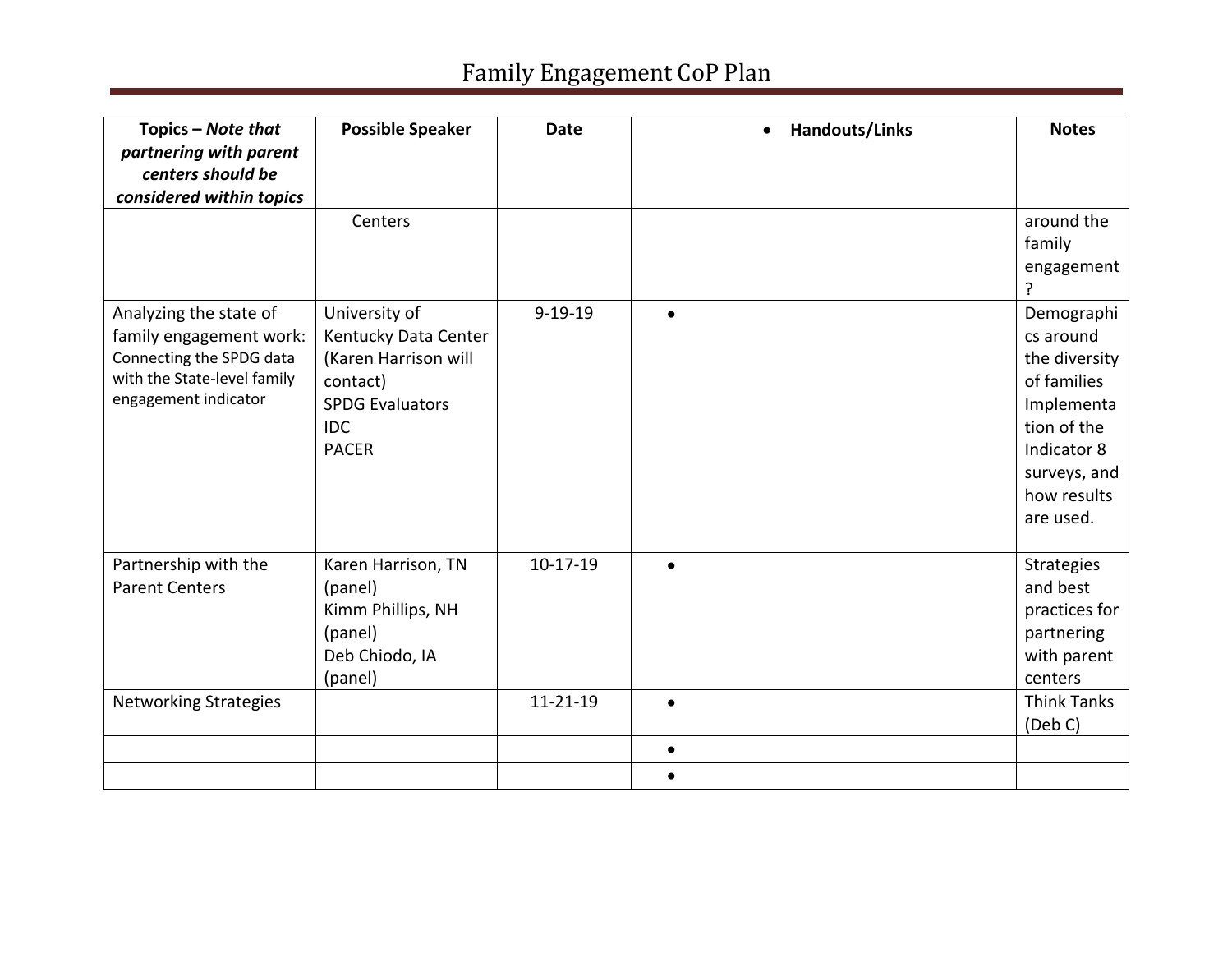# Family Engagement CoP Plan

| **Topics – *Note that partnering with parent centers should be considered within topics*** | **Possible Speaker** | **Date** | • **Handouts/Links** | **Notes** |
|---|---|---|---|---|
| | Centers | | | around the family engagement ? |
| Analyzing the state of family engagement work: Connecting the SPDG data with the State-level family engagement indicator | University of Kentucky Data Center (Karen Harrison will contact)<br>SPDG Evaluators<br>IDC<br>PACER | 9-19-19 | • | Demographics around the diversity of families<br>Implementation of the Indicator 8 surveys, and how results are used. |
| Partnership with the Parent Centers | Karen Harrison, TN (panel)<br>Kimm Phillips, NH (panel)<br>Deb Chiodo, IA (panel) | 10-17-19 | • | Strategies and best practices for partnering with parent centers |
| Networking Strategies | | 11-21-19 | • | Think Tanks (Deb C) |
| | | | • | |
| | | | • | |